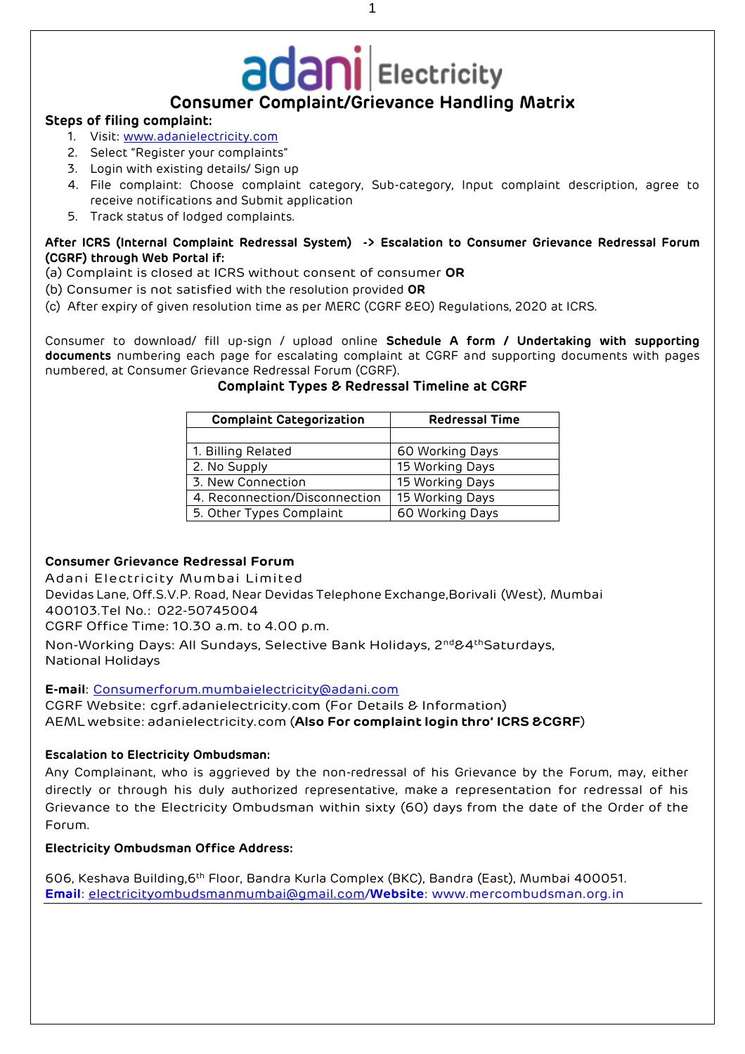# adani Electricity

## Consumer Complaint/Grievance Handling Matrix

**Steps of filing complaint:**

1. Visit: www.adanielectricity.com
2. Select "Register your complaints"
3. Login with existing details/ Sign up
4. File complaint: Choose complaint category, Sub-category, Input complaint description, agree to receive notifications and Submit application
5. Track status of lodged complaints.

**After ICRS (Internal Complaint Redressal System) -> Escalation to Consumer Grievance Redressal Forum (CGRF) through Web Portal if:**

(a) Complaint is closed at ICRS without consent of consumer **OR**

(b) Consumer is not satisfied with the resolution provided **OR**

(c) After expiry of given resolution time as per MERC (CGRF &EO) Regulations, 2020 at ICRS.

Consumer to download/ fill up-sign / upload online **Schedule A form / Undertaking with supporting documents** numbering each page for escalating complaint at CGRF and supporting documents with pages numbered, at Consumer Grievance Redressal Forum (CGRF).

**Complaint Types & Redressal Timeline at CGRF**

| Complaint Categorization | Redressal Time |
|---|---|
| | |
| 1. Billing Related | 60 Working Days |
| 2. No Supply | 15 Working Days |
| 3. New Connection | 15 Working Days |
| 4. Reconnection/Disconnection | 15 Working Days |
| 5. Other Types Complaint | 60 Working Days |

**Consumer Grievance Redressal Forum**

Adani Electricity Mumbai Limited

Devidas Lane, Off.S.V.P. Road, Near Devidas Telephone Exchange,Borivali (West), Mumbai 400103.Tel No.: 022-50745004

CGRF Office Time: 10.30 a.m. to 4.00 p.m.

Non-Working Days: All Sundays, Selective Bank Holidays, 2nd&4th Saturdays, National Holidays

**E-mail**: Consumerforum.mumbaielectricity@adani.com

CGRF Website: cgrf.adanielectricity.com (For Details & Information)

AEML website: adanielectricity.com (**Also For complaint login thro' ICRS &CGRF**)

**Escalation to Electricity Ombudsman:**

Any Complainant, who is aggrieved by the non-redressal of his Grievance by the Forum, may, either directly or through his duly authorized representative, make a representation for redressal of his Grievance to the Electricity Ombudsman within sixty (60) days from the date of the Order of the Forum.

**Electricity Ombudsman Office Address:**

606, Keshava Building,6th Floor, Bandra Kurla Complex (BKC), Bandra (East), Mumbai 400051.

**Email**: electricityombudsmanmumbai@gmail.com/**Website**: www.mercombudsman.org.in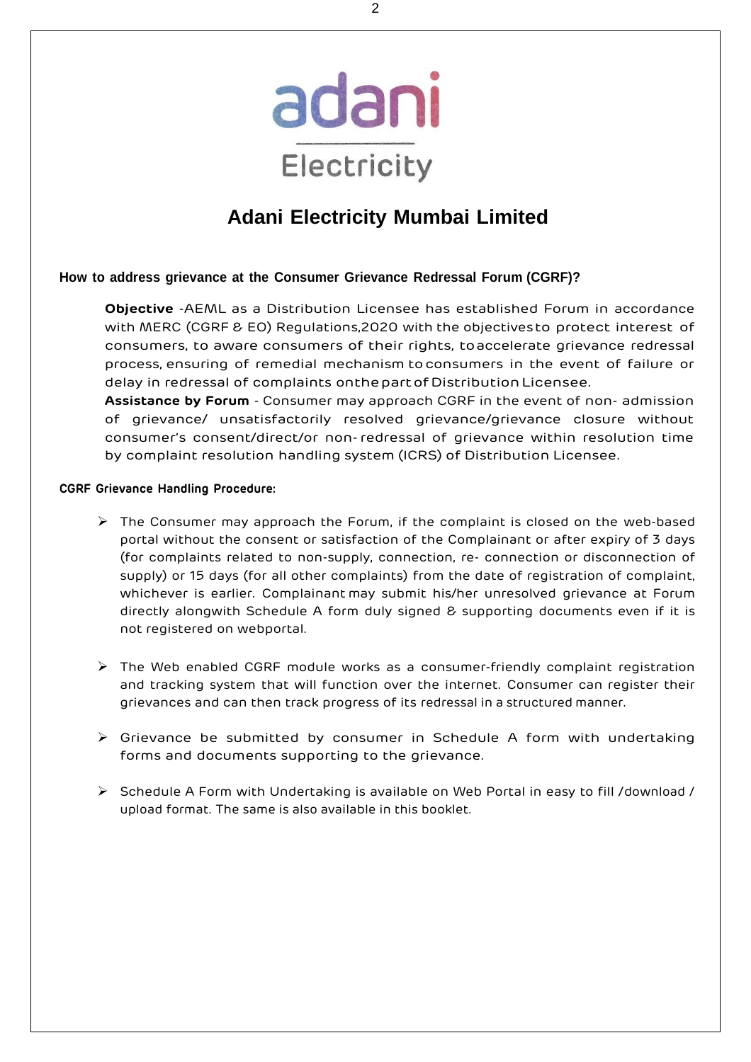adani

Electricity

# Adani Electricity Mumbai Limited

### How to address grievance at the Consumer Grievance Redressal Forum (CGRF)?

**Objective** -AEML as a Distribution Licensee has established Forum in accordance with MERC (CGRF & EO) Regulations,2020 with the objectivesto protect interest of consumers, to aware consumers of their rights, toaccelerate grievance redressal process, ensuring of remedial mechanism to consumers in the event of failure or delay in redressal of complaints onthe part of Distribution Licensee.

**Assistance by Forum** - Consumer may approach CGRF in the event of non- admission of grievance/ unsatisfactorily resolved grievance/grievance closure without consumer's consent/direct/or non- redressal of grievance within resolution time by complaint resolution handling system (ICRS) of Distribution Licensee.

#### CGRF Grievance Handling Procedure:

- The Consumer may approach the Forum, if the complaint is closed on the web-based portal without the consent or satisfaction of the Complainant or after expiry of 3 days (for complaints related to non-supply, connection, re- connection or disconnection of supply) or 15 days (for all other complaints) from the date of registration of complaint, whichever is earlier. Complainant may submit his/her unresolved grievance at Forum directly alongwith Schedule A form duly signed & supporting documents even if it is not registered on webportal.

- The Web enabled CGRF module works as a consumer-friendly complaint registration and tracking system that will function over the internet. Consumer can register their grievances and can then track progress of its redressal in a structured manner.

- Grievance be submitted by consumer in Schedule A form with undertaking forms and documents supporting to the grievance.

- Schedule A Form with Undertaking is available on Web Portal in easy to fill /download / upload format. The same is also available in this booklet.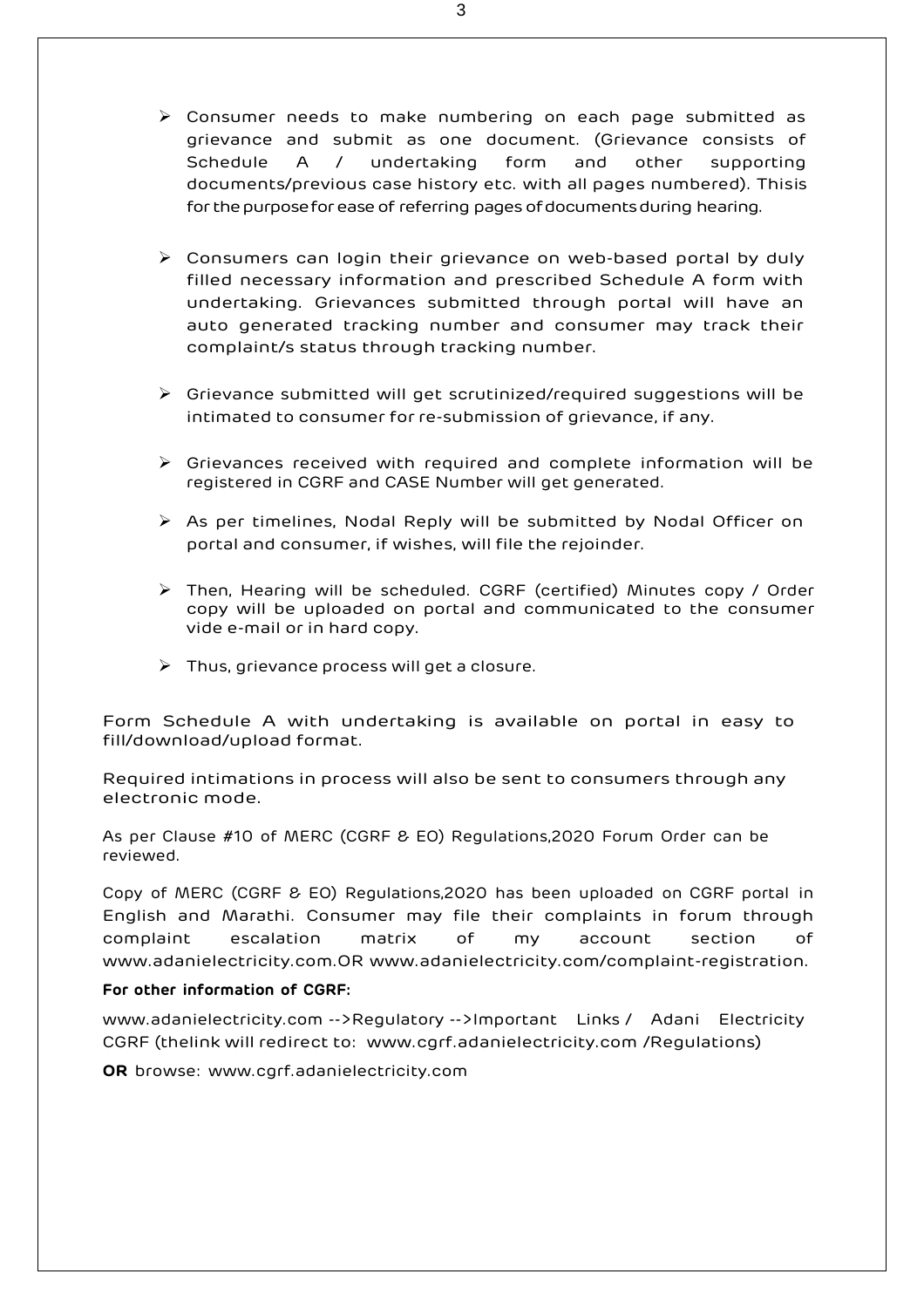- Consumer needs to make numbering on each page submitted as grievance and submit as one document. (Grievance consists of Schedule A / undertaking form and other supporting documents/previous case history etc. with all pages numbered). Thisis for the purpose for ease of referring pages of documents during hearing.

- Consumers can login their grievance on web-based portal by duly filled necessary information and prescribed Schedule A form with undertaking. Grievances submitted through portal will have an auto generated tracking number and consumer may track their complaint/s status through tracking number.

- Grievance submitted will get scrutinized/required suggestions will be intimated to consumer for re-submission of grievance, if any.

- Grievances received with required and complete information will be registered in CGRF and CASE Number will get generated.

- As per timelines, Nodal Reply will be submitted by Nodal Officer on portal and consumer, if wishes, will file the rejoinder.

- Then, Hearing will be scheduled. CGRF (certified) Minutes copy / Order copy will be uploaded on portal and communicated to the consumer vide e-mail or in hard copy.

- Thus, grievance process will get a closure.

Form Schedule A with undertaking is available on portal in easy to fill/download/upload format.

Required intimations in process will also be sent to consumers through any electronic mode.

As per Clause #10 of MERC (CGRF & EO) Regulations,2020 Forum Order can be reviewed.

Copy of MERC (CGRF & EO) Regulations,2020 has been uploaded on CGRF portal in English and Marathi. Consumer may file their complaints in forum through complaint escalation matrix of my account section of www.adanielectricity.com.OR www.adanielectricity.com/complaint-registration.

**For other information of CGRF:**

www.adanielectricity.com -->Regulatory -->Important Links / Adani Electricity CGRF (thelink will redirect to: www.cgrf.adanielectricity.com /Regulations)

**OR** browse: www.cgrf.adanielectricity.com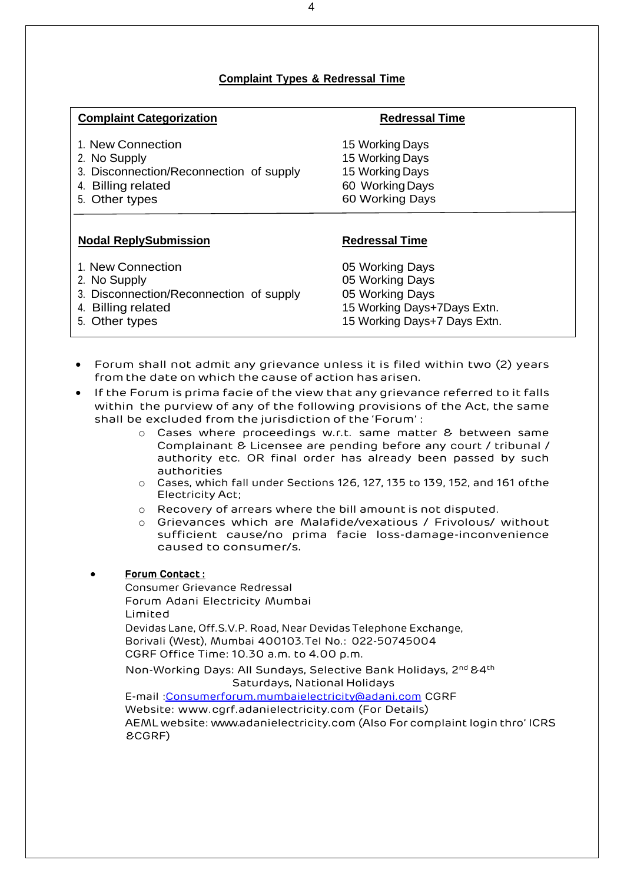## Complaint Types & Redressal Time

| Complaint Categorization | Redressal Time |
|---|---|
| 1. New Connection | 15 Working Days |
| 2. No Supply | 15 Working Days |
| 3. Disconnection/Reconnection of supply | 15 Working Days |
| 4. Billing related | 60 Working Days |
| 5. Other types | 60 Working Days |

| Nodal ReplySubmission | Redressal Time |
|---|---|
| 1. New Connection | 05 Working Days |
| 2. No Supply | 05 Working Days |
| 3. Disconnection/Reconnection of supply | 05 Working Days |
| 4. Billing related | 15 Working Days+7Days Extn. |
| 5. Other types | 15 Working Days+7 Days Extn. |

- Forum shall not admit any grievance unless it is filed within two (2) years from the date on which the cause of action has arisen.
- If the Forum is prima facie of the view that any grievance referred to it falls within the purview of any of the following provisions of the Act, the same shall be excluded from the jurisdiction of the 'Forum' :
  - Cases where proceedings w.r.t. same matter & between same Complainant & Licensee are pending before any court / tribunal / authority etc. OR final order has already been passed by such authorities
  - Cases, which fall under Sections 126, 127, 135 to 139, 152, and 161 ofthe Electricity Act;
  - Recovery of arrears where the bill amount is not disputed.
  - Grievances which are Malafide/vexatious / Frivolous/ without sufficient cause/no prima facie loss-damage-inconvenience caused to consumer/s.

- **Forum Contact :**

  Consumer Grievance Redressal Forum Adani Electricity Mumbai Limited
  Devidas Lane, Off.S.V.P. Road, Near Devidas Telephone Exchange, Borivali (West), Mumbai 400103.Tel No.: 022-50745004
  CGRF Office Time: 10.30 a.m. to 4.00 p.m.
  Non-Working Days: All Sundays, Selective Bank Holidays, 2nd &4th Saturdays, National Holidays
  E-mail :Consumerforum.mumbaielectricity@adani.com CGRF
  Website: www.cgrf.adanielectricity.com (For Details)
  AEML website: www.adanielectricity.com (Also For complaint login thro' ICRS &CGRF)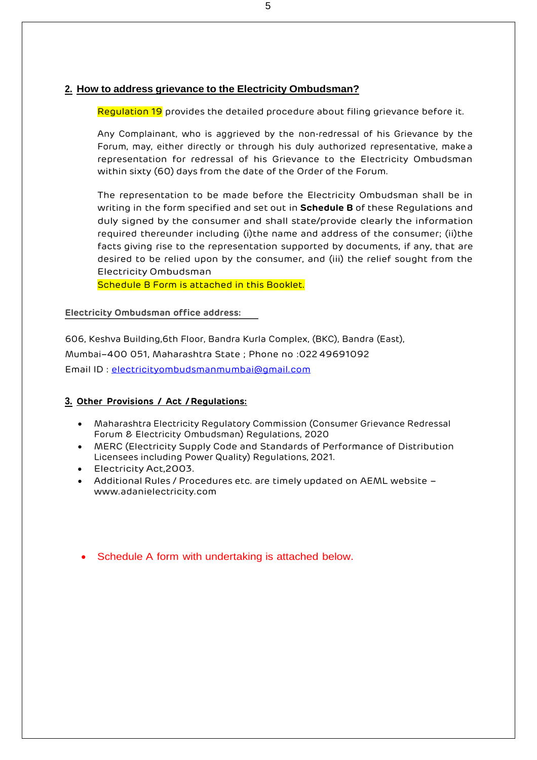## 2. How to address grievance to the Electricity Ombudsman?

Regulation 19 provides the detailed procedure about filing grievance before it.

Any Complainant, who is aggrieved by the non-redressal of his Grievance by the Forum, may, either directly or through his duly authorized representative, make a representation for redressal of his Grievance to the Electricity Ombudsman within sixty (60) days from the date of the Order of the Forum.

The representation to be made before the Electricity Ombudsman shall be in writing in the form specified and set out in **Schedule B** of these Regulations and duly signed by the consumer and shall state/provide clearly the information required thereunder including (i)the name and address of the consumer; (ii)the facts giving rise to the representation supported by documents, if any, that are desired to be relied upon by the consumer, and (iii) the relief sought from the Electricity Ombudsman

Schedule B Form is attached in this Booklet.

**Electricity Ombudsman office address:**

606, Keshva Building,6th Floor, Bandra Kurla Complex, (BKC), Bandra (East),
Mumbai–400 051, Maharashtra State ; Phone no :022 49691092
Email ID : electricityombudsmanmumbai@gmail.com

## 3. Other Provisions / Act / Regulations:

- Maharashtra Electricity Regulatory Commission (Consumer Grievance Redressal Forum & Electricity Ombudsman) Regulations, 2020
- MERC (Electricity Supply Code and Standards of Performance of Distribution Licensees including Power Quality) Regulations, 2021.
- Electricity Act,2003.
- Additional Rules / Procedures etc. are timely updated on AEML website – www.adanielectricity.com

- Schedule A form with undertaking is attached below.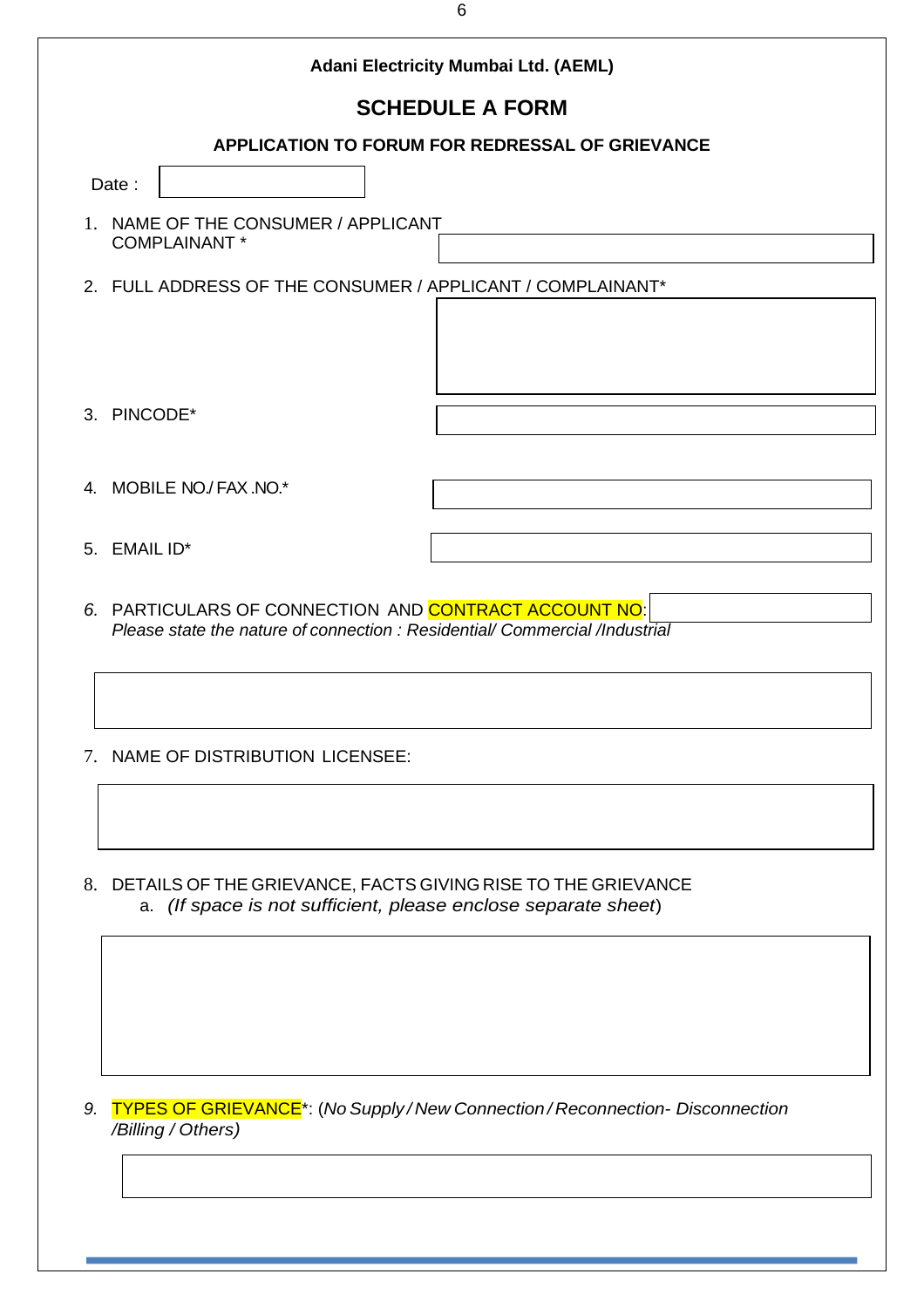**Adani Electricity Mumbai Ltd. (AEML)**

## SCHEDULE A FORM

### APPLICATION TO FORUM FOR REDRESSAL OF GRIEVANCE

Date :

1. NAME OF THE CONSUMER / APPLICANT COMPLAINANT *

2. FULL ADDRESS OF THE CONSUMER / APPLICANT / COMPLAINANT*

3. PINCODE*

4. MOBILE NO./ FAX .NO.*

5. EMAIL ID*

6. PARTICULARS OF CONNECTION AND CONTRACT ACCOUNT NO:
   *Please state the nature of connection : Residential/ Commercial /Industrial*

7. NAME OF DISTRIBUTION LICENSEE:

8. DETAILS OF THE GRIEVANCE, FACTS GIVING RISE TO THE GRIEVANCE
   a. *(If space is not sufficient, please enclose separate sheet*)

9. TYPES OF GRIEVANCE*: (*No Supply / New Connection / Reconnection- Disconnection /Billing / Others)*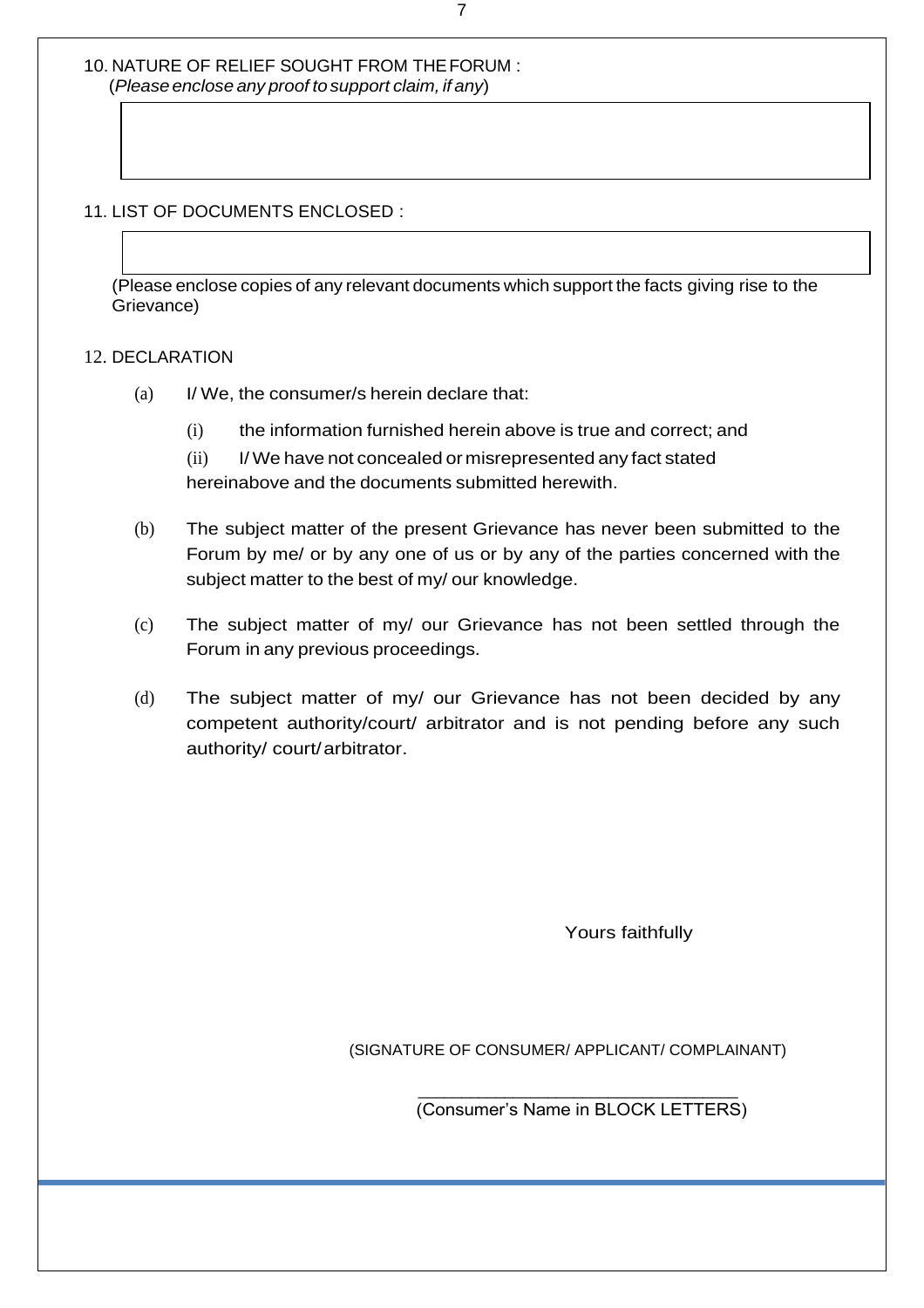10. NATURE OF RELIEF SOUGHT FROM THE FORUM :
(*Please enclose any proof to support claim, if any*)

11. LIST OF DOCUMENTS ENCLOSED :

(Please enclose copies of any relevant documents which support the facts giving rise to the Grievance)

12. DECLARATION

(a) I/ We, the consumer/s herein declare that:

(i) the information furnished herein above is true and correct; and

(ii) I/ We have not concealed or misrepresented any fact stated hereinabove and the documents submitted herewith.

(b) The subject matter of the present Grievance has never been submitted to the Forum by me/ or by any one of us or by any of the parties concerned with the subject matter to the best of my/ our knowledge.

(c) The subject matter of my/ our Grievance has not been settled through the Forum in any previous proceedings.

(d) The subject matter of my/ our Grievance has not been decided by any competent authority/court/ arbitrator and is not pending before any such authority/ court/ arbitrator.

Yours faithfully

(SIGNATURE OF CONSUMER/ APPLICANT/ COMPLAINANT)

\_\_\_\_\_\_\_\_\_\_\_\_\_\_\_\_\_\_\_\_\_\_\_\_\_\_\_\_\_\_\_\_\_\_
(Consumer's Name in BLOCK LETTERS)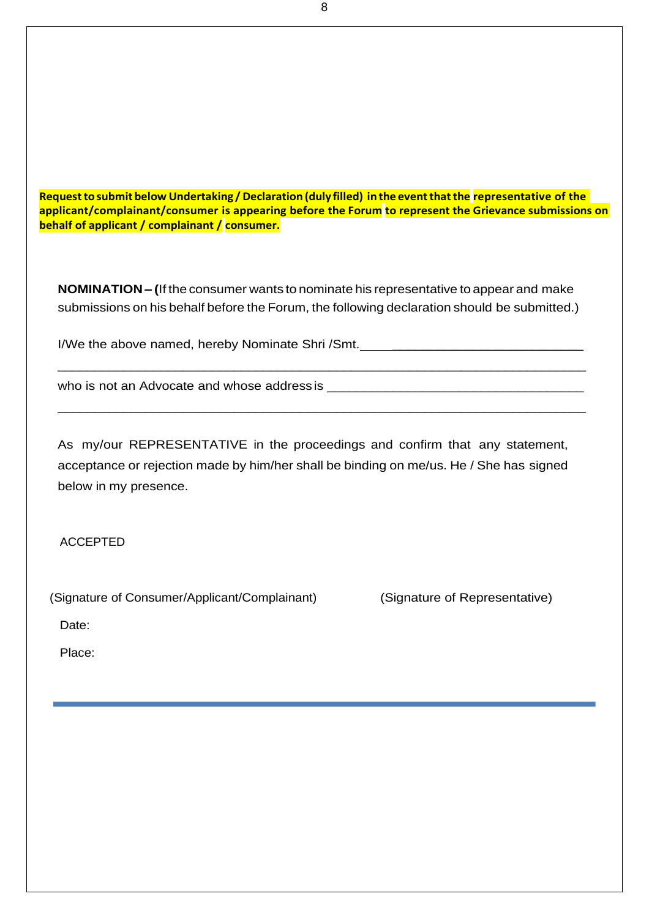**Request to submit below Undertaking / Declaration (duly filled) in the event that the representative of the applicant/complainant/consumer is appearing before the Forum to represent the Grievance submissions on behalf of applicant / complainant / consumer.**

**NOMINATION – (**If the consumer wants to nominate his representative to appear and make submissions on his behalf before the Forum, the following declaration should be submitted.)

I/We the above named, hereby Nominate Shri /Smt.______________________________

_______________________________________________________________________

who is not an Advocate and whose address is ___________________________________

_______________________________________________________________________

As my/our REPRESENTATIVE in the proceedings and confirm that any statement, acceptance or rejection made by him/her shall be binding on me/us. He / She has signed below in my presence.

ACCEPTED

(Signature of Consumer/Applicant/Complainant)          (Signature of Representative)

Date:

Place: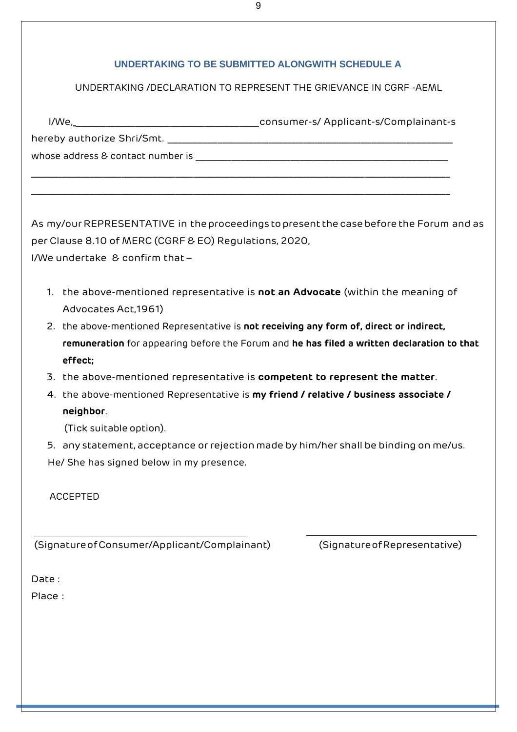## UNDERTAKING TO BE SUBMITTED ALONGWITH SCHEDULE A

UNDERTAKING /DECLARATION TO REPRESENT THE GRIEVANCE IN CGRF -AEML

I/We,\_\_\_\_\_\_\_\_\_\_\_\_\_\_\_\_\_\_\_\_\_\_\_\_\_\_\_\_\_\_\_\_\_\_\_\_consumer-s/ Applicant-s/Complainant-s hereby authorize Shri/Smt. \_\_\_\_\_\_\_\_\_\_\_\_\_\_\_\_\_\_\_\_\_\_\_\_\_\_\_\_\_\_\_\_\_\_\_\_\_\_\_\_\_\_\_\_\_\_\_\_\_\_\_\_\_\_\_\_\_ whose address & contact number is \_\_\_\_\_\_\_\_\_\_\_\_\_\_\_\_\_\_\_\_\_\_\_\_\_\_\_\_\_\_\_\_\_\_\_\_\_\_\_\_\_\_\_\_\_\_\_\_\_\_

\_\_\_\_\_\_\_\_\_\_\_\_\_\_\_\_\_\_\_\_\_\_\_\_\_\_\_\_\_\_\_\_\_\_\_\_\_\_\_\_\_\_\_\_\_\_\_\_\_\_\_\_\_\_\_\_\_\_\_\_\_\_\_\_\_\_\_\_\_\_\_\_\_\_\_\_\_\_\_\_\_\_

\_\_\_\_\_\_\_\_\_\_\_\_\_\_\_\_\_\_\_\_\_\_\_\_\_\_\_\_\_\_\_\_\_\_\_\_\_\_\_\_\_\_\_\_\_\_\_\_\_\_\_\_\_\_\_\_\_\_\_\_\_\_\_\_\_\_\_\_\_\_\_\_\_\_\_\_\_\_\_\_\_\_

As my/our REPRESENTATIVE in the proceedings to present the case before the Forum and as per Clause 8.10 of MERC (CGRF & EO) Regulations, 2020,
I/We undertake & confirm that –

1. the above-mentioned representative is **not an Advocate** (within the meaning of Advocates Act,1961)
2. the above-mentioned Representative is **not receiving any form of, direct or indirect, remuneration** for appearing before the Forum and **he has filed a written declaration to that effect;**
3. the above-mentioned representative is **competent to represent the matter**.
4. the above-mentioned Representative is **my friend / relative / business associate / neighbor**.
   (Tick suitable option).
5. any statement, acceptance or rejection made by him/her shall be binding on me/us.

He/ She has signed below in my presence.

ACCEPTED

\_\_\_\_\_\_\_\_\_\_\_\_\_\_\_\_\_\_\_\_\_\_\_\_\_\_\_\_\_\_\_\_\_\_\_\_
(Signature of Consumer/Applicant/Complainant)

\_\_\_\_\_\_\_\_\_\_\_\_\_\_\_\_\_\_\_\_\_\_\_\_\_\_\_\_\_\_\_\_\_\_\_\_
(Signature of Representative)

Date :

Place :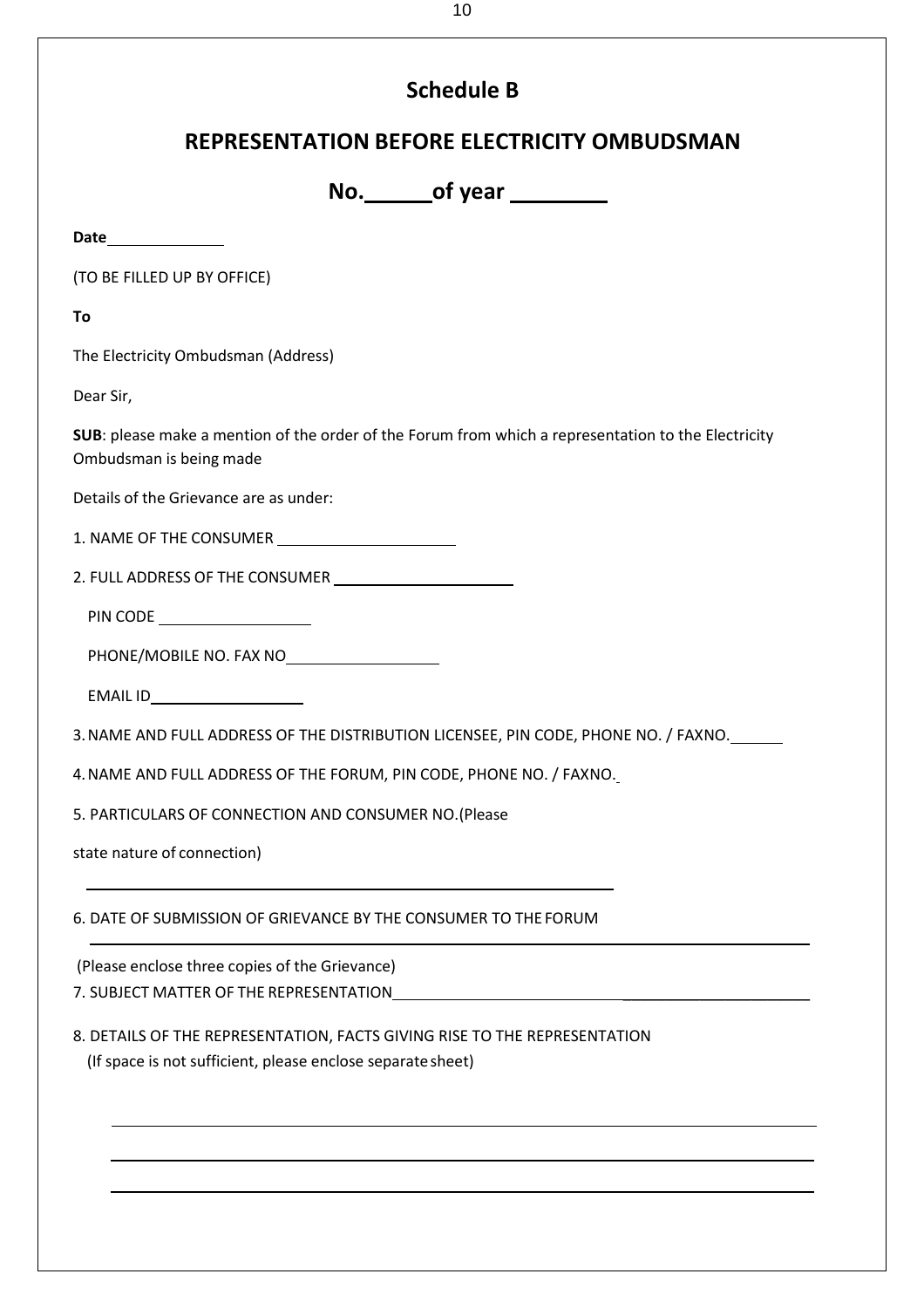## Schedule B

## REPRESENTATION BEFORE ELECTRICITY OMBUDSMAN

**No.\_\_\_\_\_\_of year \_\_\_\_\_\_\_\_**

**Date**\_\_\_\_\_\_\_\_\_\_\_\_\_

(TO BE FILLED UP BY OFFICE)

**To**

The Electricity Ombudsman (Address)

Dear Sir,

**SUB**: please make a mention of the order of the Forum from which a representation to the Electricity Ombudsman is being made

Details of the Grievance are as under:

1. NAME OF THE CONSUMER \_\_\_\_\_\_\_\_\_\_\_\_\_\_\_\_\_\_\_\_

2. FULL ADDRESS OF THE CONSUMER \_\_\_\_\_\_\_\_\_\_\_\_\_\_\_\_\_\_\_\_

   PIN CODE \_\_\_\_\_\_\_\_\_\_\_\_\_\_\_\_\_\_

   PHONE/MOBILE NO. FAX NO\_\_\_\_\_\_\_\_\_\_\_\_\_\_\_\_\_\_

   EMAIL ID\_\_\_\_\_\_\_\_\_\_\_\_\_\_\_\_\_\_

3. NAME AND FULL ADDRESS OF THE DISTRIBUTION LICENSEE, PIN CODE, PHONE NO. / FAXNO.\_\_\_\_\_\_

4. NAME AND FULL ADDRESS OF THE FORUM, PIN CODE, PHONE NO. / FAXNO.\_

5. PARTICULARS OF CONNECTION AND CONSUMER NO.(Please state nature of connection)

\_\_\_\_\_\_\_\_\_\_\_\_\_\_\_\_\_\_\_\_\_\_\_\_\_\_\_\_\_\_\_\_\_\_\_\_\_\_\_\_\_\_\_\_\_\_\_\_\_\_\_\_\_\_\_\_

6. DATE OF SUBMISSION OF GRIEVANCE BY THE CONSUMER TO THE FORUM

\_\_\_\_\_\_\_\_\_\_\_\_\_\_\_\_\_\_\_\_\_\_\_\_\_\_\_\_\_\_\_\_\_\_\_\_\_\_\_\_\_\_\_\_\_\_\_\_\_\_\_\_\_\_\_\_\_\_\_\_\_\_\_\_\_\_\_\_\_\_\_\_\_\_

(Please enclose three copies of the Grievance)

7. SUBJECT MATTER OF THE REPRESENTATION\_\_\_\_\_\_\_\_\_\_\_\_\_\_\_\_\_\_\_\_\_\_\_\_\_\_\_\_\_\_\_\_\_\_\_\_\_\_\_\_\_\_\_\_\_\_

8. DETAILS OF THE REPRESENTATION, FACTS GIVING RISE TO THE REPRESENTATION
   (If space is not sufficient, please enclose separate sheet)

\_\_\_\_\_\_\_\_\_\_\_\_\_\_\_\_\_\_\_\_\_\_\_\_\_\_\_\_\_\_\_\_\_\_\_\_\_\_\_\_\_\_\_\_\_\_\_\_\_\_\_\_\_\_\_\_\_\_\_\_\_\_\_\_\_\_\_\_\_\_\_\_\_\_

\_\_\_\_\_\_\_\_\_\_\_\_\_\_\_\_\_\_\_\_\_\_\_\_\_\_\_\_\_\_\_\_\_\_\_\_\_\_\_\_\_\_\_\_\_\_\_\_\_\_\_\_\_\_\_\_\_\_\_\_\_\_\_\_\_\_\_\_\_\_\_\_\_\_

\_\_\_\_\_\_\_\_\_\_\_\_\_\_\_\_\_\_\_\_\_\_\_\_\_\_\_\_\_\_\_\_\_\_\_\_\_\_\_\_\_\_\_\_\_\_\_\_\_\_\_\_\_\_\_\_\_\_\_\_\_\_\_\_\_\_\_\_\_\_\_\_\_\_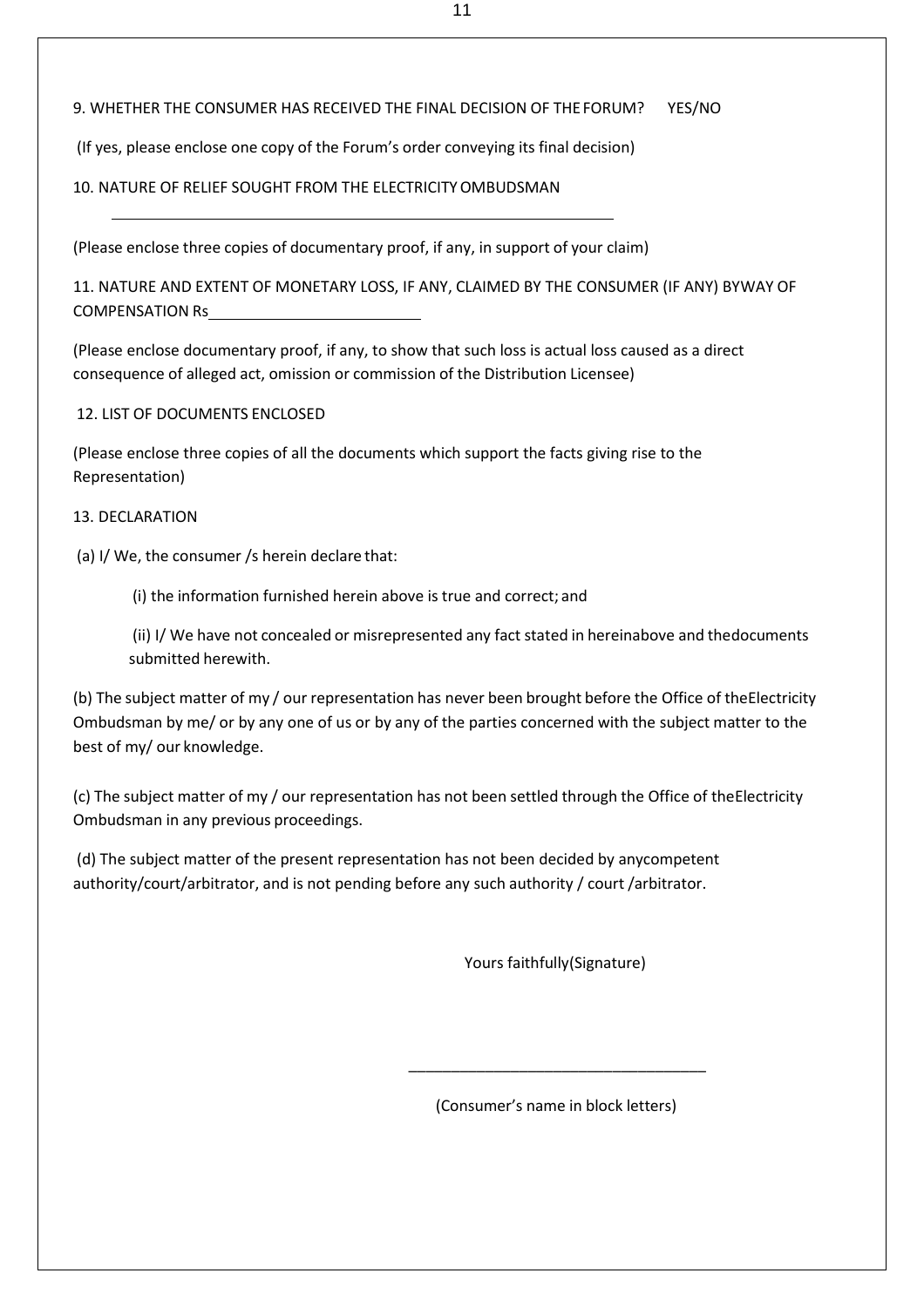9. WHETHER THE CONSUMER HAS RECEIVED THE FINAL DECISION OF THE FORUM? YES/NO

(If yes, please enclose one copy of the Forum's order conveying its final decision)

10. NATURE OF RELIEF SOUGHT FROM THE ELECTRICITY OMBUDSMAN

____________________________________________________________

(Please enclose three copies of documentary proof, if any, in support of your claim)

11. NATURE AND EXTENT OF MONETARY LOSS, IF ANY, CLAIMED BY THE CONSUMER (IF ANY) BYWAY OF COMPENSATION Rs__________________________

(Please enclose documentary proof, if any, to show that such loss is actual loss caused as a direct consequence of alleged act, omission or commission of the Distribution Licensee)

12. LIST OF DOCUMENTS ENCLOSED

(Please enclose three copies of all the documents which support the facts giving rise to the Representation)

13. DECLARATION

(a) I/ We, the consumer /s herein declare that:

(i) the information furnished herein above is true and correct; and

(ii) I/ We have not concealed or misrepresented any fact stated in hereinabove and thedocuments submitted herewith.

(b) The subject matter of my / our representation has never been brought before the Office of theElectricity Ombudsman by me/ or by any one of us or by any of the parties concerned with the subject matter to the best of my/ our knowledge.

(c) The subject matter of my / our representation has not been settled through the Office of theElectricity Ombudsman in any previous proceedings.

(d) The subject matter of the present representation has not been decided by anycompetent authority/court/arbitrator, and is not pending before any such authority / court /arbitrator.

Yours faithfully(Signature)

___________________________________

(Consumer's name in block letters)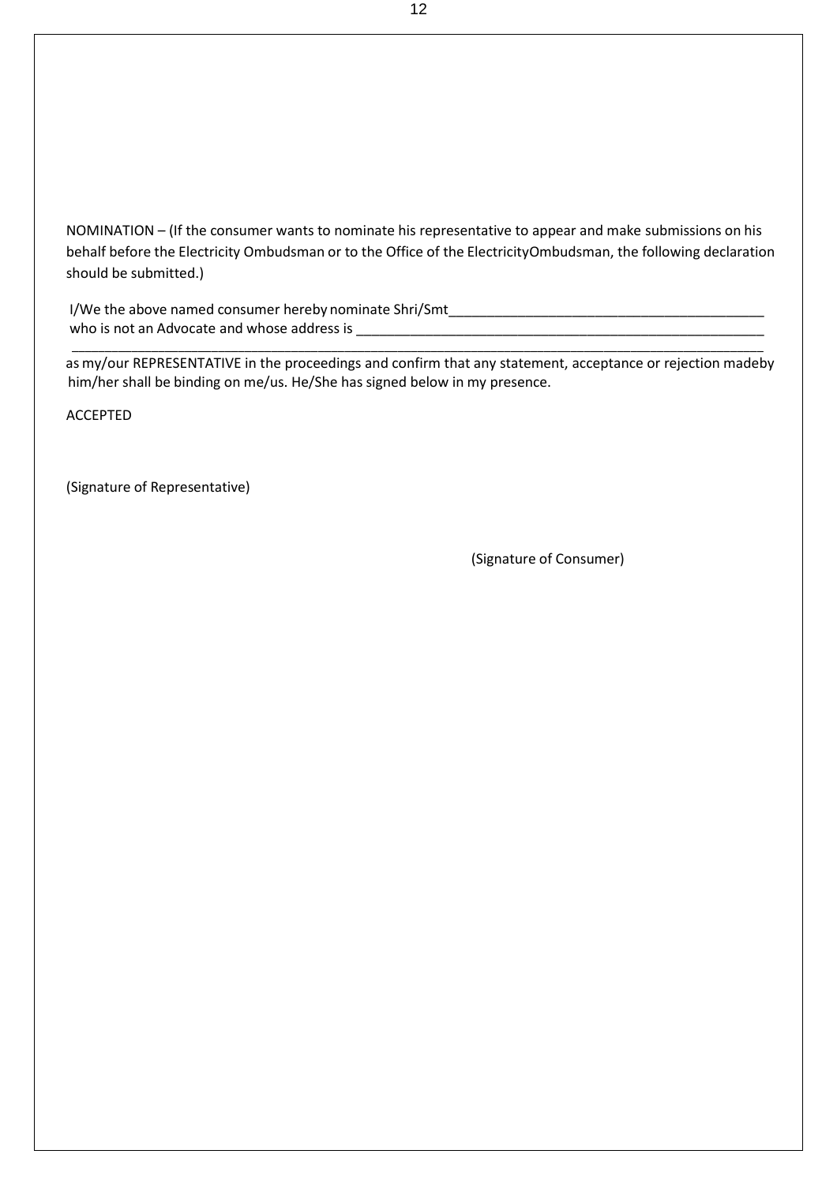NOMINATION – (If the consumer wants to nominate his representative to appear and make submissions on his behalf before the Electricity Ombudsman or to the Office of the ElectricityOmbudsman, the following declaration should be submitted.)

I/We the above named consumer hereby nominate Shri/Smt__________________________________________ who is not an Advocate and whose address is ____________________________________________________________
________________________________________________________________________________________________
as my/our REPRESENTATIVE in the proceedings and confirm that any statement, acceptance or rejection madeby him/her shall be binding on me/us. He/She has signed below in my presence.

ACCEPTED

(Signature of Representative)

(Signature of Consumer)